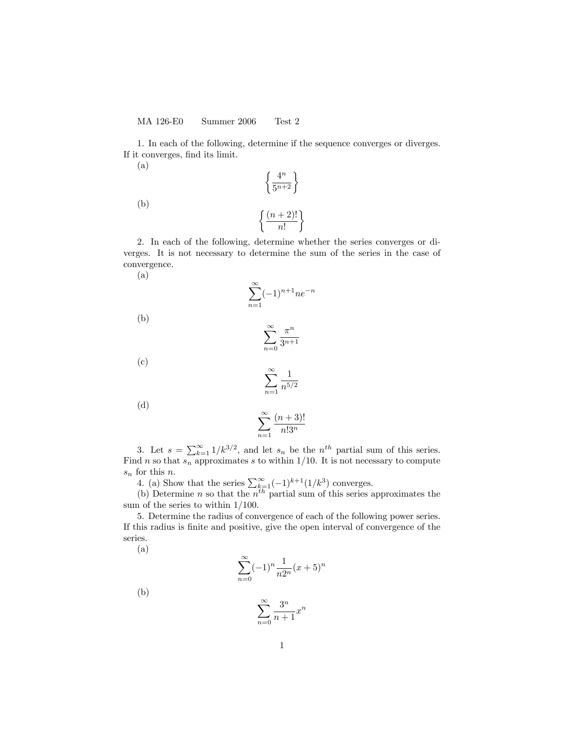MA 126-E0 Summer 2006 Test 2

1. In each of the following, determine if the sequence converges or diverges. If it converges, find its limit.

(a)

$$\left\{ \frac{4^n}{5^{n+2}} \right\}$$

(b)

$$\left\{ \frac{(n+2)!}{n!} \right\}$$

2. In each of the following, determine whether the series converges or diverges. It is not necessary to determine the sum of the series in the case of convergence.

(a)

$$\sum_{n=1}^{\infty} (-1)^{n+1} n e^{-n}$$

(b)

$$\sum_{n=0}^{\infty} \frac{\pi^n}{3^{n+1}}$$

(c)

$$\sum_{n=1}^{\infty} \frac{1}{n^{5/2}}$$

(d)

$$\sum_{n=1}^{\infty} \frac{(n+3)!}{n! 3^n}$$

3. Let $s = \sum_{k=1}^{\infty} 1/k^{3/2}$, and let $s_n$ be the $n^{th}$ partial sum of this series. Find $n$ so that $s_n$ approximates $s$ to within $1/10$. It is not necessary to compute $s_n$ for this $n$.

4. (a) Show that the series $\sum_{k=1}^{\infty} (-1)^{k+1}(1/k^3)$ converges.

(b) Determine $n$ so that the $n^{th}$ partial sum of this series approximates the sum of the series to within $1/100$.

5. Determine the radius of convergence of each of the following power series. If this radius is finite and positive, give the open interval of convergence of the series.

(a)

$$\sum_{n=0}^{\infty} (-1)^n \frac{1}{n 2^n} (x+5)^n$$

(b)

$$\sum_{n=0}^{\infty} \frac{3^n}{n+1} x^n$$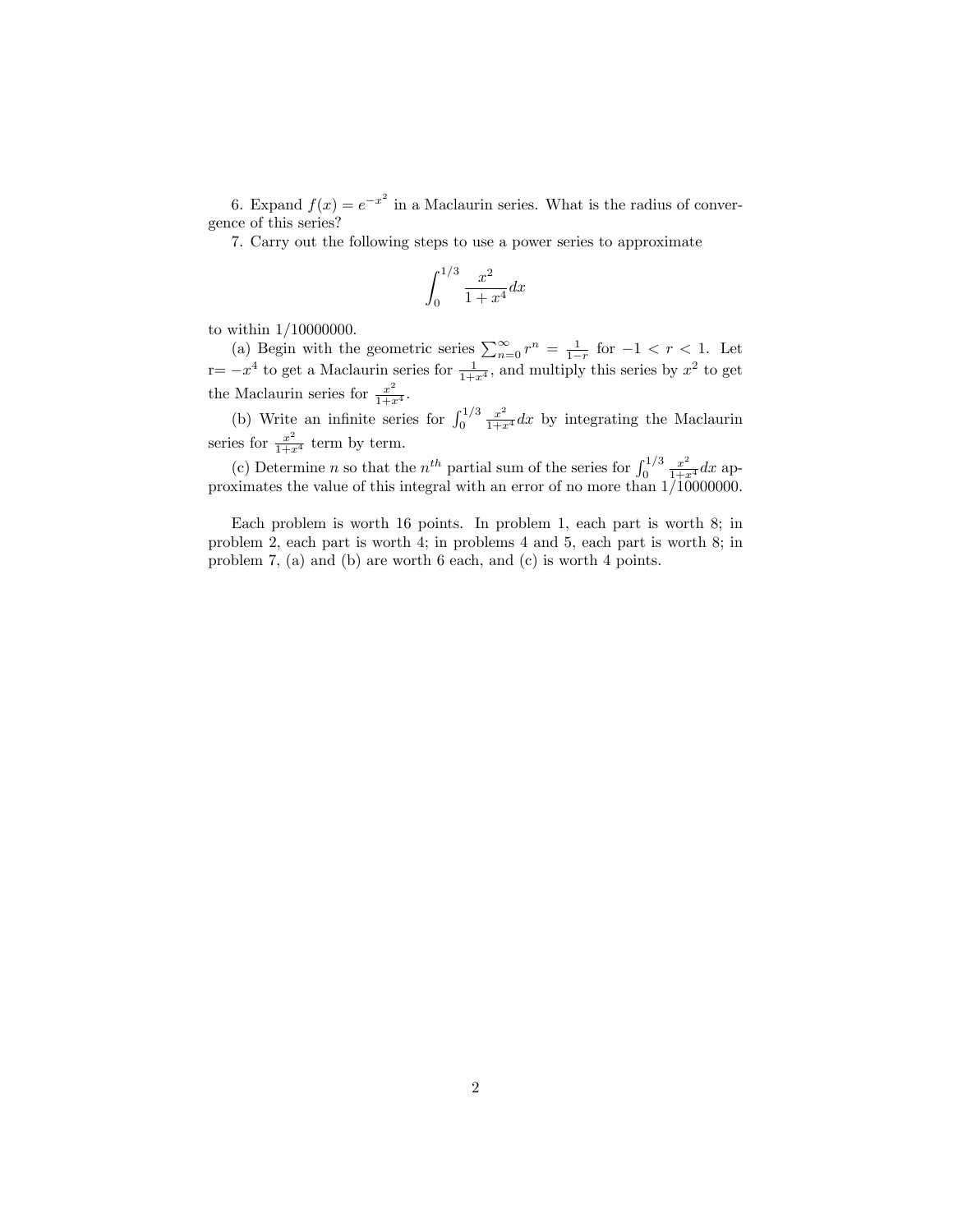6. Expand $f(x) = e^{-x^2}$ in a Maclaurin series. What is the radius of convergence of this series?

7. Carry out the following steps to use a power series to approximate

$$\int_0^{1/3} \frac{x^2}{1+x^4} dx$$

to within 1/10000000.

(a) Begin with the geometric series $\sum_{n=0}^{\infty} r^n = \frac{1}{1-r}$ for $-1 < r < 1$. Let r= $-x^4$ to get a Maclaurin series for $\frac{1}{1+x^4}$, and multiply this series by $x^2$ to get the Maclaurin series for $\frac{x^2}{1+x^4}$.

(b) Write an infinite series for $\int_0^{1/3} \frac{x^2}{1+x^4} dx$ by integrating the Maclaurin series for $\frac{x^2}{1+x^4}$ term by term.

(c) Determine $n$ so that the $n^{th}$ partial sum of the series for $\int_0^{1/3} \frac{x^2}{1+x^4} dx$ approximates the value of this integral with an error of no more than 1/10000000.

Each problem is worth 16 points. In problem 1, each part is worth 8; in problem 2, each part is worth 4; in problems 4 and 5, each part is worth 8; in problem 7, (a) and (b) are worth 6 each, and (c) is worth 4 points.